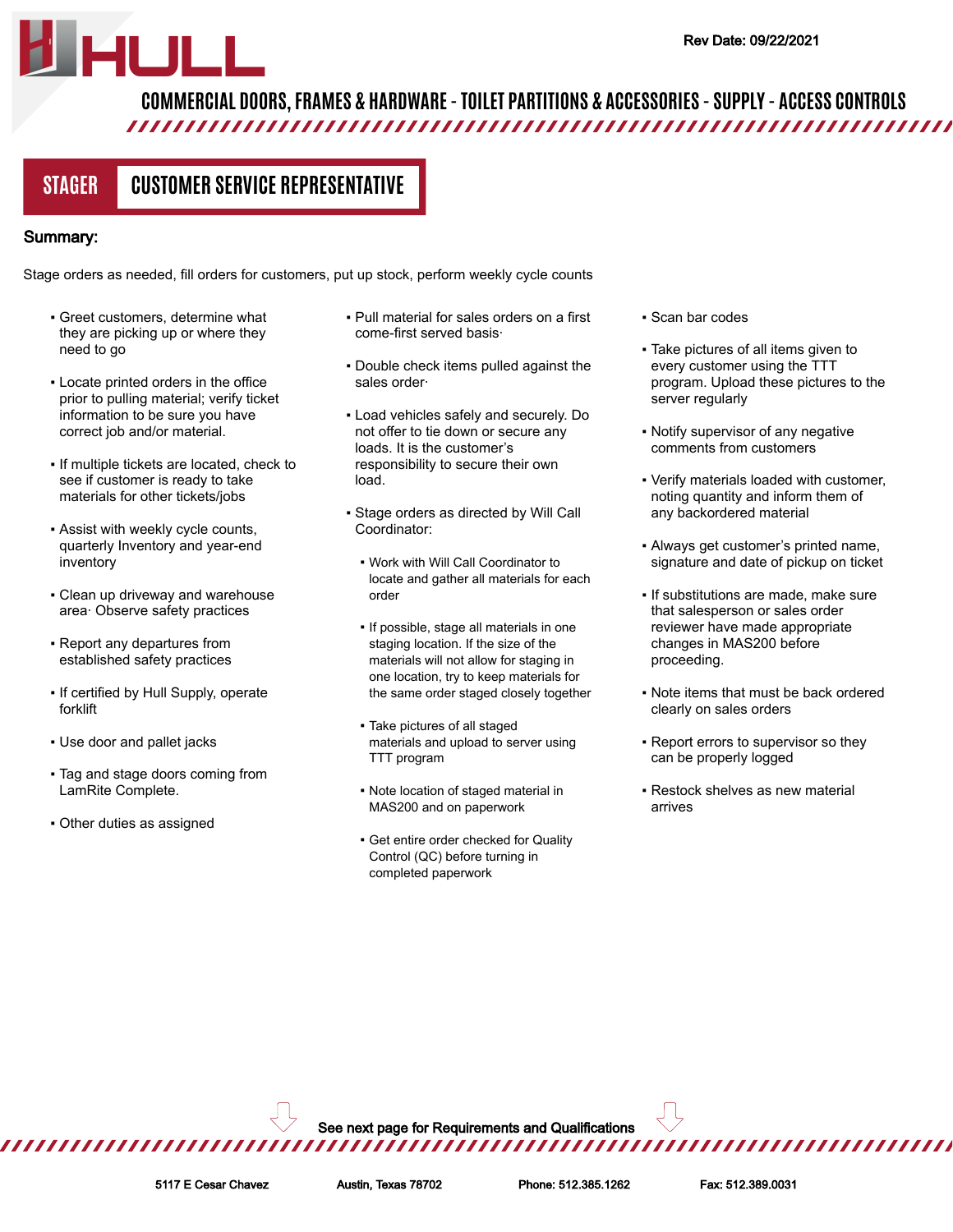# HULL

Rev Date: 09/22/2021

COMMERCIAL DOORS, FRAMES & HARDWARE - TOILET PARTITIONS & ACCESSORIES - SUPPLY - ACCESS CONTROLS

## STAGER — CUSTOMER SERVICE REPRESENTATIVE

**Summary:**

Stage orders as needed, fill orders for customers, put up stock, perform weekly cycle counts

- Greet customers, determine what they are picking up or where they need to go
- Locate printed orders in the office prior to pulling material; verify ticket information to be sure you have correct job and/or material.
- If multiple tickets are located, check to see if customer is ready to take materials for other tickets/jobs
- Assist with weekly cycle counts, quarterly Inventory and year-end inventory
- Clean up driveway and warehouse area· Observe safety practices
- Report any departures from established safety practices
- If certified by Hull Supply, operate forklift
- Use door and pallet jacks
- Tag and stage doors coming from LamRite Complete.
- Other duties as assigned
- Pull material for sales orders on a first come-first served basis·
- Double check items pulled against the sales order·
- Load vehicles safely and securely. Do not offer to tie down or secure any loads. It is the customer's responsibility to secure their own load.
- Stage orders as directed by Will Call Coordinator:
  - Work with Will Call Coordinator to locate and gather all materials for each order
  - If possible, stage all materials in one staging location. If the size of the materials will not allow for staging in one location, try to keep materials for the same order staged closely together
  - Take pictures of all staged materials and upload to server using TTT program
  - Note location of staged material in MAS200 and on paperwork
  - Get entire order checked for Quality Control (QC) before turning in completed paperwork
- Scan bar codes
- Take pictures of all items given to every customer using the TTT program. Upload these pictures to the server regularly
- Notify supervisor of any negative comments from customers
- Verify materials loaded with customer, noting quantity and inform them of any backordered material
- Always get customer's printed name, signature and date of pickup on ticket
- If substitutions are made, make sure that salesperson or sales order reviewer have made appropriate changes in MAS200 before proceeding.
- Note items that must be back ordered clearly on sales orders
- Report errors to supervisor so they can be properly logged
- Restock shelves as new material arrives

See next page for Requirements and Qualifications

5117 E Cesar Chavez | Austin, Texas 78702 | Phone: 512.385.1262 | Fax: 512.389.0031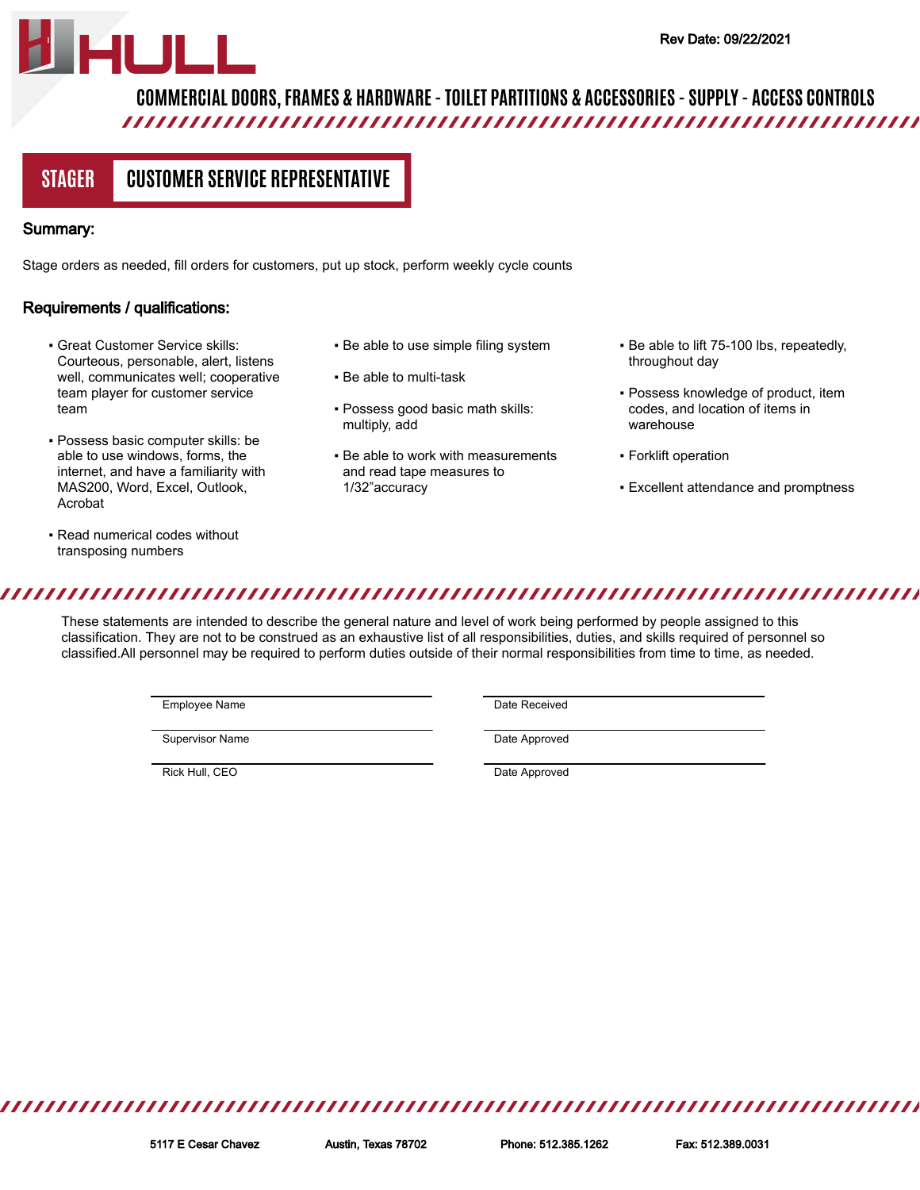# HULL

Rev Date: 09/22/2021

COMMERCIAL DOORS, FRAMES & HARDWARE - TOILET PARTITIONS & ACCESSORIES - SUPPLY - ACCESS CONTROLS

## STAGER | CUSTOMER SERVICE REPRESENTATIVE

### Summary:

Stage orders as needed, fill orders for customers, put up stock, perform weekly cycle counts

### Requirements / qualifications:

- Great Customer Service skills: Courteous, personable, alert, listens well, communicates well; cooperative team player for customer service team
- Possess basic computer skills: be able to use windows, forms, the internet, and have a familiarity with MAS200, Word, Excel, Outlook, Acrobat
- Read numerical codes without transposing numbers
- Be able to use simple filing system
- Be able to multi-task
- Possess good basic math skills: multiply, add
- Be able to work with measurements and read tape measures to 1/32”accuracy
- Be able to lift 75-100 lbs, repeatedly, throughout day
- Possess knowledge of product, item codes, and location of items in warehouse
- Forklift operation
- Excellent attendance and promptness

These statements are intended to describe the general nature and level of work being performed by people assigned to this classification. They are not to be construed as an exhaustive list of all responsibilities, duties, and skills required of personnel so classified.All personnel may be required to perform duties outside of their normal responsibilities from time to time, as needed.

| | |
|---|---|
| Employee Name | Date Received |
| Supervisor Name | Date Approved |
| Rick Hull, CEO | Date Approved |

5117 E Cesar Chavez | Austin, Texas 78702 | Phone: 512.385.1262 | Fax: 512.389.0031